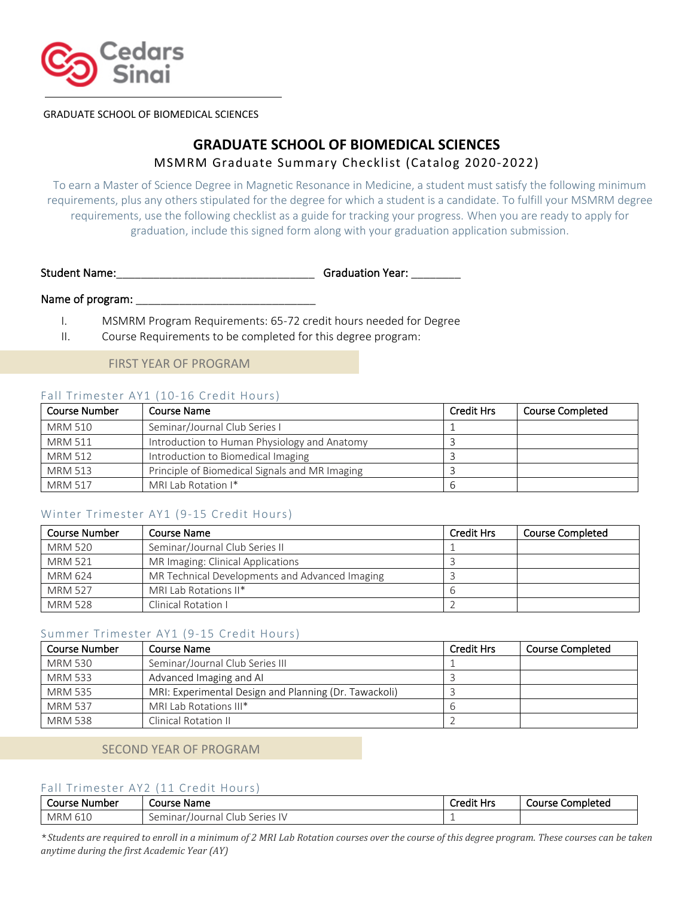GRADUATE SCHOOL OF BIOMEDICAL SCIENCES

# GRADUATE SCHOOL OF BIOMEDICAL SCIENCES

## MSMRM Graduate Summary Checklist (Catalog 2020-2022)

To earn a Master of Science Degree in Magnetic Resonance in Medicine, a student must satisfy the following minimum requirements, plus any others stipulated for the degree for which a student is a candidate. To fulfill your MSMRM degree requirements, use the following checklist as a guide for tracking your progress. When you are ready to apply for graduation, include this signed form along with your graduation application submission.

Student Name:\_\_\_\_\_\_\_\_\_\_\_\_\_\_\_\_\_\_\_\_\_\_\_\_\_\_\_\_\_\_\_\_ Graduation Year: \_\_\_\_\_\_\_\_

Name of program: \_\_\_\_\_\_\_\_\_\_\_\_\_\_\_\_\_\_\_\_\_\_\_\_\_\_\_\_\_\_

I. MSMRM Program Requirements: 65-72 credit hours needed for Degree

II. Course Requirements to be completed for this degree program:

## FIRST YEAR OF PROGRAM

### Fall Trimester AY1 (10-16 Credit Hours)

| Course Number | Course Name | Credit Hrs | Course Completed |
|---|---|---|---|
| MRM 510 | Seminar/Journal Club Series I | 1 | |
| MRM 511 | Introduction to Human Physiology and Anatomy | 3 | |
| MRM 512 | Introduction to Biomedical Imaging | 3 | |
| MRM 513 | Principle of Biomedical Signals and MR Imaging | 3 | |
| MRM 517 | MRI Lab Rotation I* | 6 | |

### Winter Trimester AY1 (9-15 Credit Hours)

| Course Number | Course Name | Credit Hrs | Course Completed |
|---|---|---|---|
| MRM 520 | Seminar/Journal Club Series II | 1 | |
| MRM 521 | MR Imaging: Clinical Applications | 3 | |
| MRM 624 | MR Technical Developments and Advanced Imaging | 3 | |
| MRM 527 | MRI Lab Rotations II* | 6 | |
| MRM 528 | Clinical Rotation I | 2 | |

### Summer Trimester AY1 (9-15 Credit Hours)

| Course Number | Course Name | Credit Hrs | Course Completed |
|---|---|---|---|
| MRM 530 | Seminar/Journal Club Series III | 1 | |
| MRM 533 | Advanced Imaging and AI | 3 | |
| MRM 535 | MRI: Experimental Design and Planning (Dr. Tawackoli) | 3 | |
| MRM 537 | MRI Lab Rotations III* | 6 | |
| MRM 538 | Clinical Rotation II | 2 | |

## SECOND YEAR OF PROGRAM

### Fall Trimester AY2 (11 Credit Hours)

| Course Number | Course Name | Credit Hrs | Course Completed |
|---|---|---|---|
| MRM 610 | Seminar/Journal Club Series IV | 1 | |

*\*Students are required to enroll in a minimum of 2 MRI Lab Rotation courses over the course of this degree program. These courses can be taken anytime during the first Academic Year (AY)*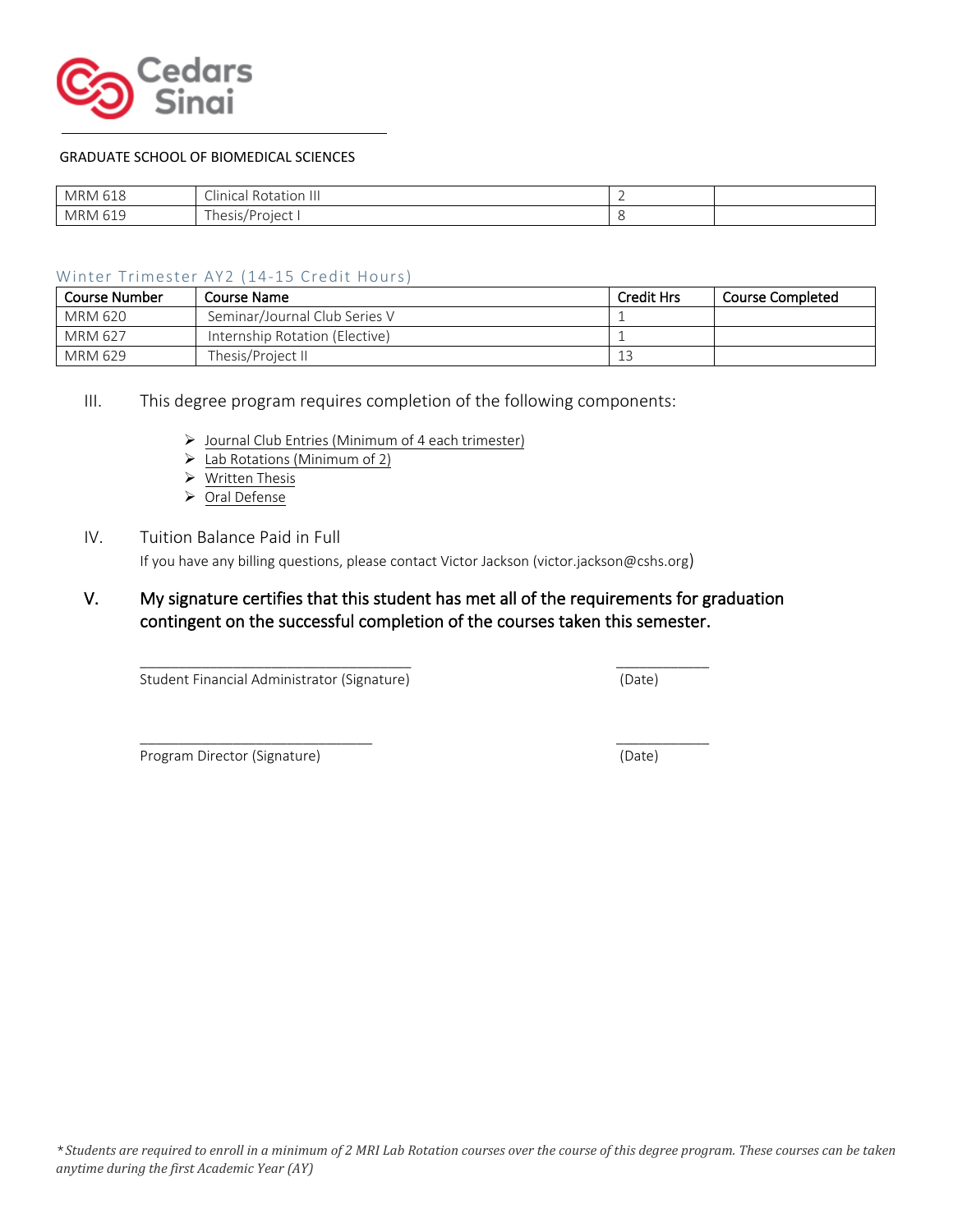GRADUATE SCHOOL OF BIOMEDICAL SCIENCES

| | | | |
|---|---|---|---|
| MRM 618 | Clinical Rotation III | 2 | |
| MRM 619 | Thesis/Project I | 8 | |

### Winter Trimester AY2 (14-15 Credit Hours)

| Course Number | Course Name | Credit Hrs | Course Completed |
|---|---|---|---|
| MRM 620 | Seminar/Journal Club Series V | 1 | |
| MRM 627 | Internship Rotation (Elective) | 1 | |
| MRM 629 | Thesis/Project II | 13 | |

III. This degree program requires completion of the following components:

- Journal Club Entries (Minimum of 4 each trimester)
- Lab Rotations (Minimum of 2)
- Written Thesis
- Oral Defense

IV. Tuition Balance Paid in Full

If you have any billing questions, please contact Victor Jackson (victor.jackson@cshs.org)

**V. My signature certifies that this student has met all of the requirements for graduation contingent on the successful completion of the courses taken this semester.**

___________________________________ ____________

Student Financial Administrator (Signature) (Date)

______________________________ ____________

Program Director (Signature) (Date)

*\*Students are required to enroll in a minimum of 2 MRI Lab Rotation courses over the course of this degree program. These courses can be taken anytime during the first Academic Year (AY)*